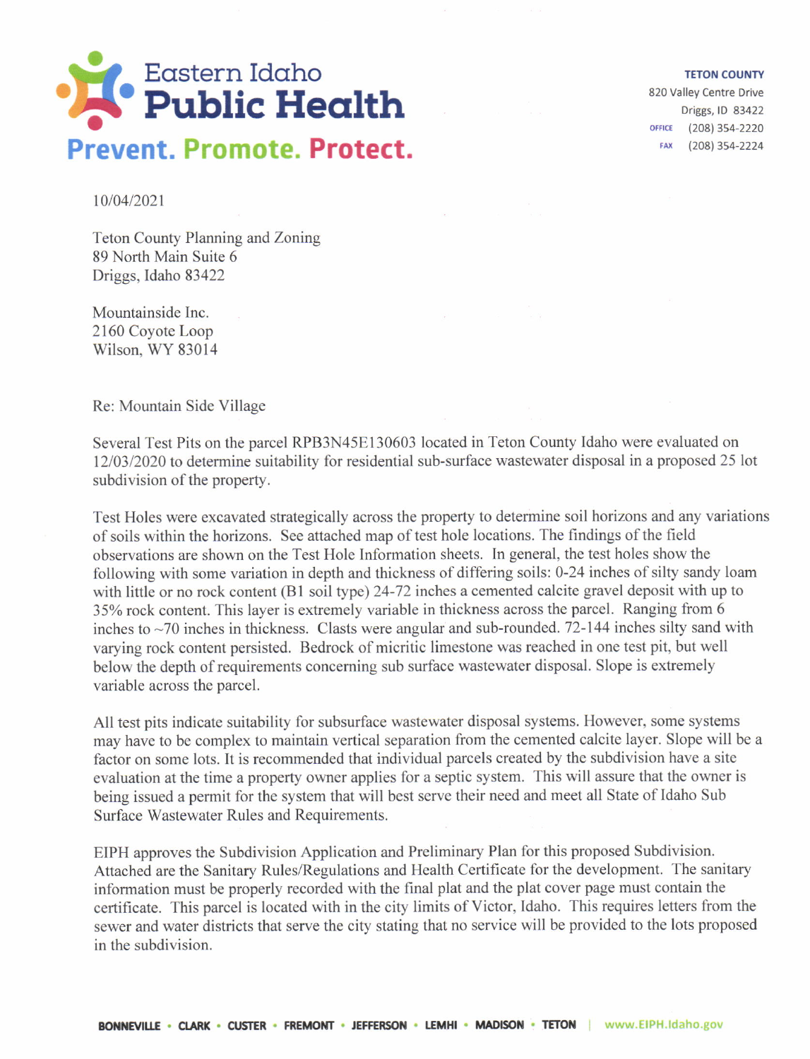# Eastern Idaho Public Health

**Prevent. Promote. Protect.**

**TETON COUNTY**
820 Valley Centre Drive
Driggs, ID 83422
OFFICE (208) 354-2220
FAX (208) 354-2224

10/04/2021

Teton County Planning and Zoning
89 North Main Suite 6
Driggs, Idaho 83422

Mountainside Inc.
2160 Coyote Loop
Wilson, WY 83014

Re: Mountain Side Village

Several Test Pits on the parcel RPB3N45E130603 located in Teton County Idaho were evaluated on 12/03/2020 to determine suitability for residential sub-surface wastewater disposal in a proposed 25 lot subdivision of the property.

Test Holes were excavated strategically across the property to determine soil horizons and any variations of soils within the horizons. See attached map of test hole locations. The findings of the field observations are shown on the Test Hole Information sheets. In general, the test holes show the following with some variation in depth and thickness of differing soils: 0-24 inches of silty sandy loam with little or no rock content (B1 soil type) 24-72 inches a cemented calcite gravel deposit with up to 35% rock content. This layer is extremely variable in thickness across the parcel. Ranging from 6 inches to ~70 inches in thickness. Clasts were angular and sub-rounded. 72-144 inches silty sand with varying rock content persisted. Bedrock of micritic limestone was reached in one test pit, but well below the depth of requirements concerning sub surface wastewater disposal. Slope is extremely variable across the parcel.

All test pits indicate suitability for subsurface wastewater disposal systems. However, some systems may have to be complex to maintain vertical separation from the cemented calcite layer. Slope will be a factor on some lots. It is recommended that individual parcels created by the subdivision have a site evaluation at the time a property owner applies for a septic system. This will assure that the owner is being issued a permit for the system that will best serve their need and meet all State of Idaho Sub Surface Wastewater Rules and Requirements.

EIPH approves the Subdivision Application and Preliminary Plan for this proposed Subdivision. Attached are the Sanitary Rules/Regulations and Health Certificate for the development. The sanitary information must be properly recorded with the final plat and the plat cover page must contain the certificate. This parcel is located with in the city limits of Victor, Idaho. This requires letters from the sewer and water districts that serve the city stating that no service will be provided to the lots proposed in the subdivision.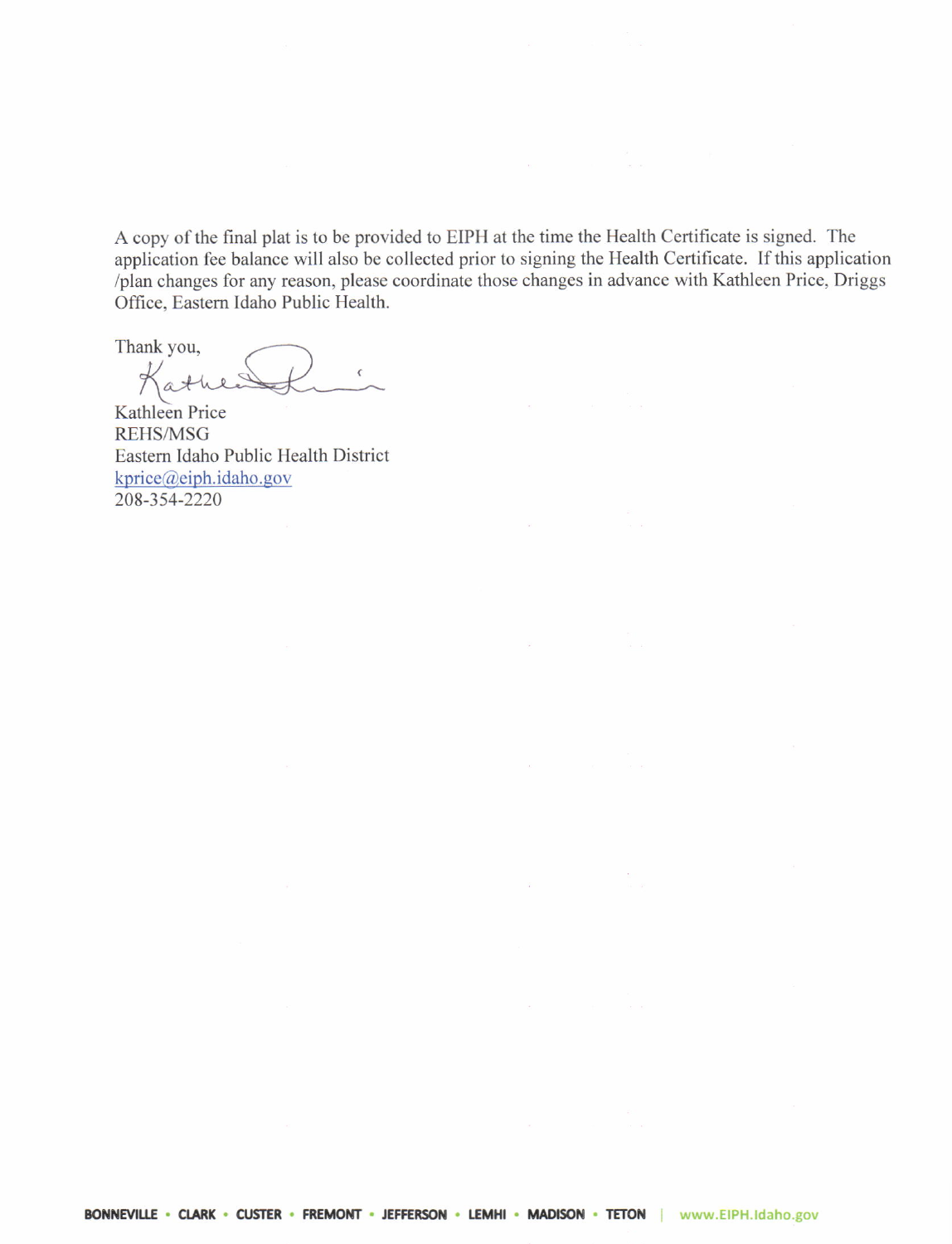A copy of the final plat is to be provided to EIPH at the time the Health Certificate is signed. The application fee balance will also be collected prior to signing the Health Certificate. If this application /plan changes for any reason, please coordinate those changes in advance with Kathleen Price, Driggs Office, Eastern Idaho Public Health.

Thank you,

Kathleen Price
REHS/MSG
Eastern Idaho Public Health District
kprice@eiph.idaho.gov
208-354-2220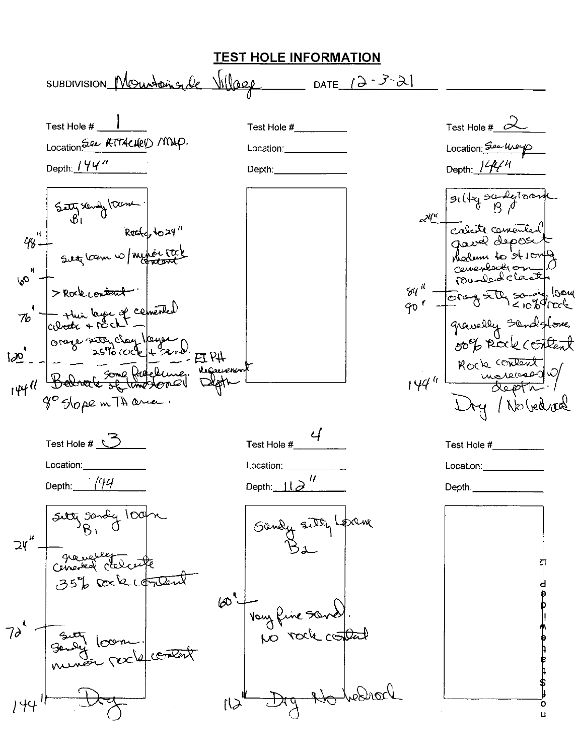# TEST HOLE INFORMATION

SUBDIVISION: Mountainside Village DATE: 12-3-21

## Test Hole # 1

Location: See ATTACHED MAP.

Depth: 144"

- Silty sandy loam B1 — Rocky to 24"
- 48" — silty loam w/ minor rock content
- 60" — > Rock content
- 76" — thin layer of cemented calcite + rock
- orange silty clay layer 25% rock + sand
- 120" — EI PH Requirement Depth
- 144" — Bedrock of limestone! some fracturing.

8° slope in TA area.

## Test Hole #

Location:

Depth:

## Test Hole # 2

Location: See map

Depth: 144"

- silty sandy loam B1
- 24" — calcite cemented gravel deposit medium to strong cementation on rounded clasts
- 84" — orange silty sandy loam < 10% rock
- 90" — gravelly sandstone, 50% Rock content. Rock content increases w/ depth.
- 144"

Dry / No bedrock

## Test Hole # 3

Location:

Depth: 144

- silty sandy loam B1
- 24" — gravelly cemented calcite 35% rock content
- 72" — silty sandy loam. minor rock content
- 144" — Dry

## Test Hole # 4

Location:

Depth: 112"

- Sandy silty loam B2
- 60" — Very fine sand. No rock content
- 112" — Dry No bedrock

## Test Hole #

Location:

Depth: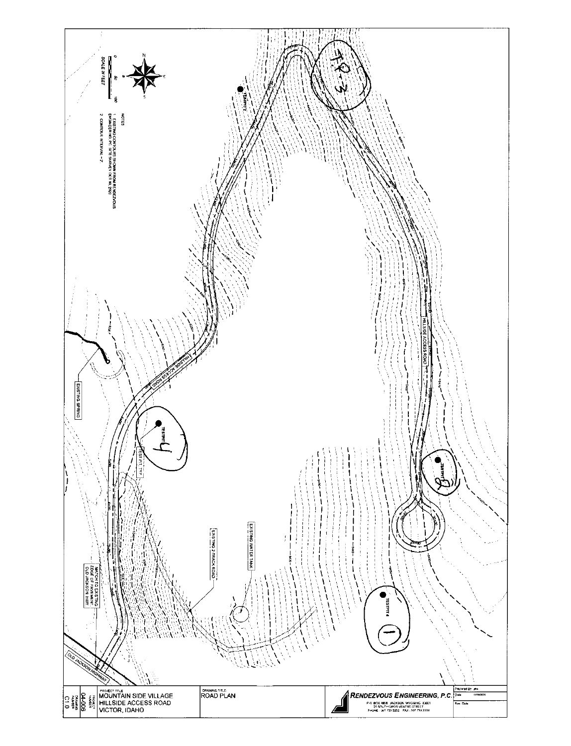NOTES

1. EXISTING CONTOURS SHOWN FROM RENDEZVOUS ENGINEERING, P.C. SITE SURVEY OCT 18, 2002
2. CONTOUR INTERVAL = 2'

SCALE IN FEET

0 50 100

TESTPIT 2

TP-3

HILLSIDE ACCESS ROAD

TESTPIT 3

TESTPIT 4

EXISTING SPRING

TESTPIT 1

TEST PIT, TYP.

EXISTING WATER TANK

EXISTING 2-TRACK ROAD

MATCH TO EXISTING EDGE OF PAVEMENT OLD JACKSON HWY

OLD JACKSON HIGHWAY

| | | | |
|---|---|---|---|
| PROJECT TITLE: MOUNTAIN SIDE VILLAGE HILLSIDE ACCESS ROAD VICTOR, IDAHO | DRAWING TITLE: ROAD PLAN | RENDEZVOUS ENGINEERING, P.C. P.O. BOX 4858 JACKSON, WYOMING 83001 25 SOUTH GROS VENTRE STREET PHONE: 307.733.5252 FAX: 307.733.2334 | Prepared By: JPH |
| PROJECT NUMBER: 04-006 | | | Date: |
| DRAWING NUMBER: C1.0 | | | Rev. Date: |